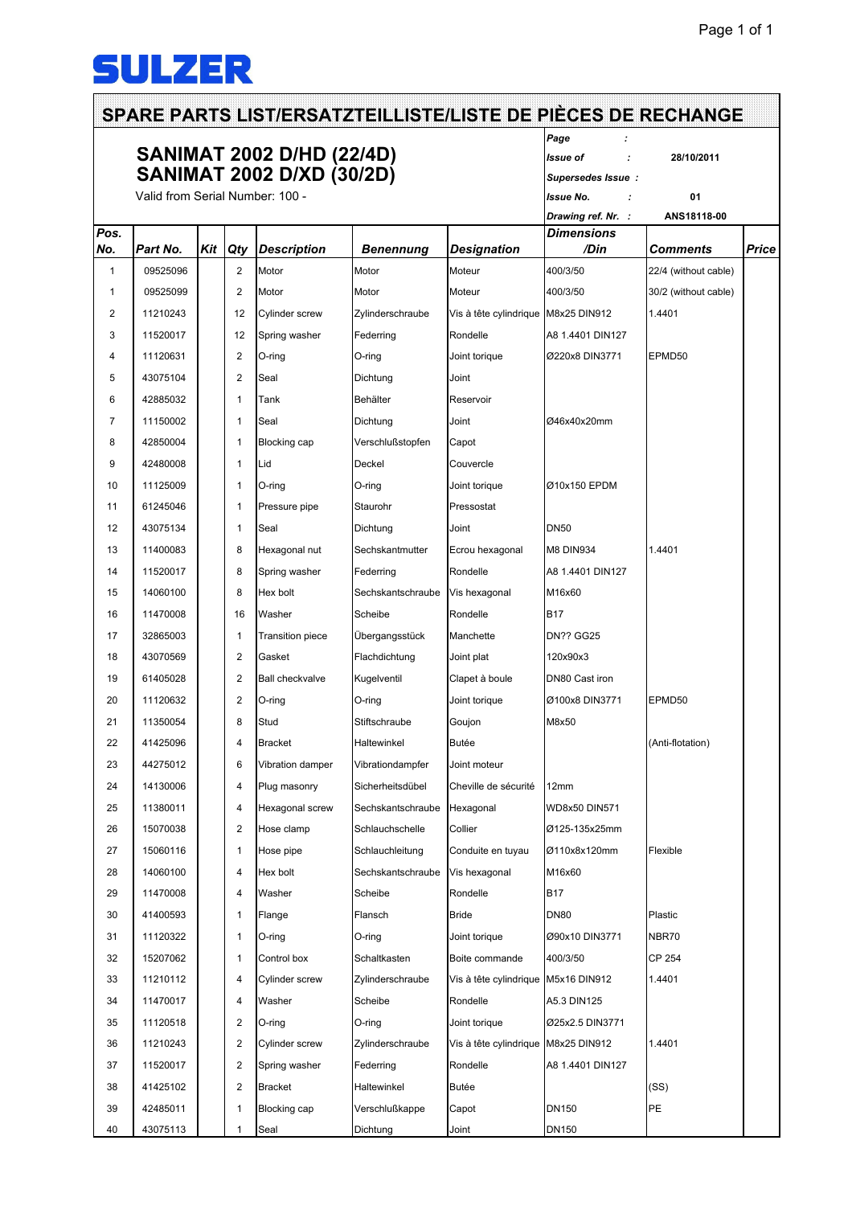SULZER

# SPARE PARTS LIST/ERSATZTEILLISTE/LISTE DE PIÈCES DE RECHANGE

## SANIMAT 2002 D/HD (22/4D)
## SANIMAT 2002 D/XD (30/2D)

Valid from Serial Number: 100 -

| | | |
|---|---|---|
| *Page* | : | |
| *Issue of* | : | 28/10/2011 |
| *Supersedes Issue* | : | |
| *Issue No.* | : | 01 |
| *Drawing ref. Nr.* | : | ANS18118-00 |

| Pos. No. | Part No. | Kit | Qty | Description | Benennung | Designation | Dimensions /Din | Comments | Price |
|---|---|---|---|---|---|---|---|---|---|
| 1 | 09525096 | | 2 | Motor | Motor | Moteur | 400/3/50 | 22/4 (without cable) | |
| 1 | 09525099 | | 2 | Motor | Motor | Moteur | 400/3/50 | 30/2 (without cable) | |
| 2 | 11210243 | | 12 | Cylinder screw | Zylinderschraube | Vis à tête cylindrique | M8x25 DIN912 | 1.4401 | |
| 3 | 11520017 | | 12 | Spring washer | Federring | Rondelle | A8 1.4401 DIN127 | | |
| 4 | 11120631 | | 2 | O-ring | O-ring | Joint torique | Ø220x8 DIN3771 | EPMD50 | |
| 5 | 43075104 | | 2 | Seal | Dichtung | Joint | | | |
| 6 | 42885032 | | 1 | Tank | Behälter | Reservoir | | | |
| 7 | 11150002 | | 1 | Seal | Dichtung | Joint | Ø46x40x20mm | | |
| 8 | 42850004 | | 1 | Blocking cap | Verschlußstopfen | Capot | | | |
| 9 | 42480008 | | 1 | Lid | Deckel | Couvercle | | | |
| 10 | 11125009 | | 1 | O-ring | O-ring | Joint torique | Ø10x150 EPDM | | |
| 11 | 61245046 | | 1 | Pressure pipe | Staurohr | Pressostat | | | |
| 12 | 43075134 | | 1 | Seal | Dichtung | Joint | DN50 | | |
| 13 | 11400083 | | 8 | Hexagonal nut | Sechskantmutter | Ecrou hexagonal | M8 DIN934 | 1.4401 | |
| 14 | 11520017 | | 8 | Spring washer | Federring | Rondelle | A8 1.4401 DIN127 | | |
| 15 | 14060100 | | 8 | Hex bolt | Sechskantschraube | Vis hexagonal | M16x60 | | |
| 16 | 11470008 | | 16 | Washer | Scheibe | Rondelle | B17 | | |
| 17 | 32865003 | | 1 | Transition piece | Übergangsstück | Manchette | DN?? GG25 | | |
| 18 | 43070569 | | 2 | Gasket | Flachdichtung | Joint plat | 120x90x3 | | |
| 19 | 61405028 | | 2 | Ball checkvalve | Kugelventil | Clapet à boule | DN80 Cast iron | | |
| 20 | 11120632 | | 2 | O-ring | O-ring | Joint torique | Ø100x8 DIN3771 | EPMD50 | |
| 21 | 11350054 | | 8 | Stud | Stiftschraube | Goujon | M8x50 | | |
| 22 | 41425096 | | 4 | Bracket | Haltewinkel | Butée | | (Anti-flotation) | |
| 23 | 44275012 | | 6 | Vibration damper | Vibrationdampfer | Joint moteur | | | |
| 24 | 14130006 | | 4 | Plug masonry | Sicherheitsdübel | Cheville de sécurité | 12mm | | |
| 25 | 11380011 | | 4 | Hexagonal screw | Sechskantschraube | Hexagonal | WD8x50 DIN571 | | |
| 26 | 15070038 | | 2 | Hose clamp | Schlauchschelle | Collier | Ø125-135x25mm | | |
| 27 | 15060116 | | 1 | Hose pipe | Schlauchleitung | Conduite en tuyau | Ø110x8x120mm | Flexible | |
| 28 | 14060100 | | 4 | Hex bolt | Sechskantschraube | Vis hexagonal | M16x60 | | |
| 29 | 11470008 | | 4 | Washer | Scheibe | Rondelle | B17 | | |
| 30 | 41400593 | | 1 | Flange | Flansch | Bride | DN80 | Plastic | |
| 31 | 11120322 | | 1 | O-ring | O-ring | Joint torique | Ø90x10 DIN3771 | NBR70 | |
| 32 | 15207062 | | 1 | Control box | Schaltkasten | Boite commande | 400/3/50 | CP 254 | |
| 33 | 11210112 | | 4 | Cylinder screw | Zylinderschraube | Vis à tête cylindrique | M5x16 DIN912 | 1.4401 | |
| 34 | 11470017 | | 4 | Washer | Scheibe | Rondelle | A5.3 DIN125 | | |
| 35 | 11120518 | | 2 | O-ring | O-ring | Joint torique | Ø25x2.5 DIN3771 | | |
| 36 | 11210243 | | 2 | Cylinder screw | Zylinderschraube | Vis à tête cylindrique | M8x25 DIN912 | 1.4401 | |
| 37 | 11520017 | | 2 | Spring washer | Federring | Rondelle | A8 1.4401 DIN127 | | |
| 38 | 41425102 | | 2 | Bracket | Haltewinkel | Butée | | (SS) | |
| 39 | 42485011 | | 1 | Blocking cap | Verschlußkappe | Capot | DN150 | PE | |
| 40 | 43075113 | | 1 | Seal | Dichtung | Joint | DN150 | | |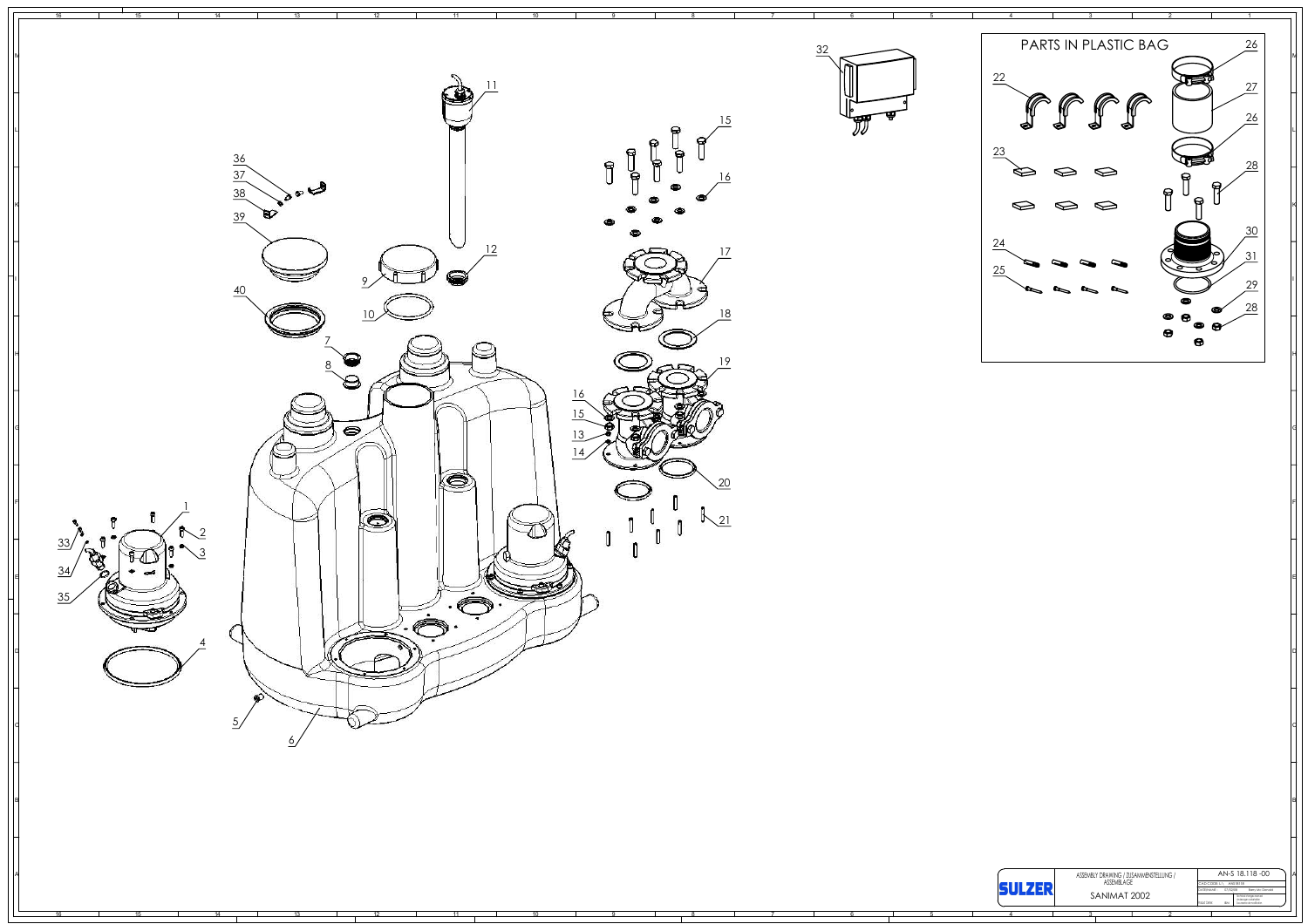PARTS IN PLASTIC BAG

ASSEMBLY DRAWING / ZUSAMMENSTELLUNG / ASSEMBLAGE

SANIMAT 2002

SULZER

AN-S 18.118 -00